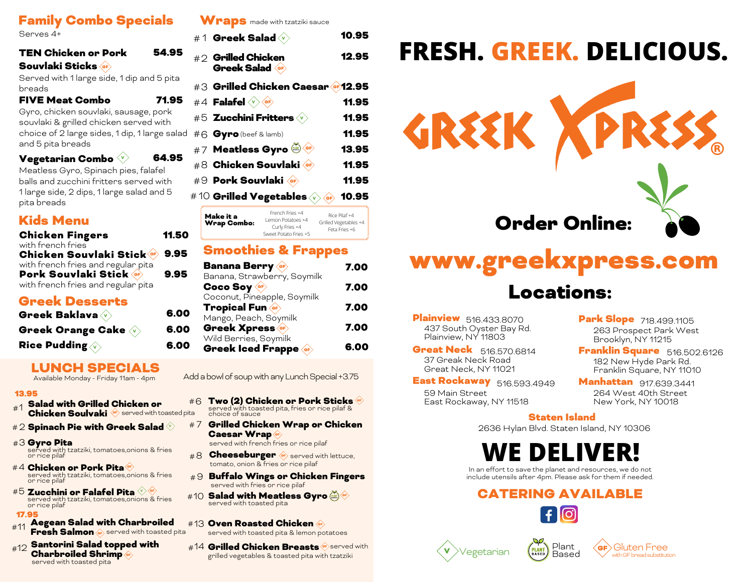## Family Combo Specials

Serves 4+

**TEN Chicken or Pork Souvlaki Sticks** (GF) — 54.95
Served with 1 large side, 1 dip and 5 pita breads

**FIVE Meat Combo** — 71.95
Gyro, chicken souvlaki, sausage, pork souvlaki & grilled chicken served with choice of 2 large sides, 1 dip, 1 large salad and 5 pita breads

**Vegetarian Combo** (V) — 64.95
Meatless Gyro, Spinach pies, falafel balls and zucchini fritters served with 1 large side, 2 dips, 1 large salad and 5 pita breads

## Kids Menu

**Chicken Fingers** — 11.50
with french fries

**Chicken Souvlaki Stick** (GF) — 9.95
with french fries and regular pita

**Pork Souvlaki Stick** (GF) — 9.95
with french fries and regular pita

## Greek Desserts

**Greek Baklava** (V) — 6.00

**Greek Orange Cake** (V) — 6.00

**Rice Pudding** (V) — 6.00

## Wraps made with tzatziki sauce

| # | Item | Price |
|---|---|---|
| #1 | **Greek Salad** (V) | 10.95 |
| #2 | **Grilled Chicken Greek Salad** (GF) | 12.95 |
| #3 | **Grilled Chicken Caesar** (GF) | 12.95 |
| #4 | **Falafel** (V) (GF) | 11.95 |
| #5 | **Zucchini Fritters** (V) | 11.95 |
| #6 | **Gyro** (beef & lamb) | 11.95 |
| #7 | **Meatless Gyro** (Plant Based) (GF) | 13.95 |
| #8 | **Chicken Souvlaki** (GF) | 11.95 |
| #9 | **Pork Souvlaki** (GF) | 11.95 |
| #10 | **Grilled Vegetables** (V) (GF) | 10.95 |

**Make it a Wrap Combo:**
French Fries +4, Lemon Potatoes +4, Curly Fries +4, Sweet Potato Fries +5, Rice Pilaf +4, Grilled Vegetables +4, Feta Fries +6

## Smoothies & Frappes

**Banana Berry** (GF) — 7.00
Banana, Strawberry, Soymilk

**Coco Soy** (GF) — 7.00
Coconut, Pineapple, Soymilk

**Tropical Fun** (GF) — 7.00
Mango, Peach, Soymilk

**Greek Xpress** (GF) — 7.00
Wild Berries, Soymilk

**Greek Iced Frappe** (GF) — 6.00

## LUNCH SPECIALS

Available Monday - Friday 11am - 4pm

Add a bowl of soup with any Lunch Special +3.75

### 13.95

- #1 **Salad with Grilled Chicken or Chicken Souvlaki** (GF) served with toasted pita
- #2 **Spinach Pie with Greek Salad** (V)
- #3 **Gyro Pita** served with tzatziki, tomatoes,onions & fries or rice pilaf
- #4 **Chicken or Pork Pita** (GF) served with tzatziki, tomatoes,onions & fries or rice pilaf
- #5 **Zucchini or Falafel Pita** (V) (GF) served with tzatziki, tomatoes,onions & fries or rice pilaf
- #6 **Two (2) Chicken or Pork Sticks** (GF) served with toasted pita, fries or rice pilaf & choice of sauce
- #7 **Grilled Chicken Wrap or Chicken Caesar Wrap** (GF) served with french fries or rice pilaf
- #8 **Cheeseburger** (GF) served with lettuce, tomato, onion & fries or rice pilaf
- #9 **Buffalo Wings or Chicken Fingers** served with fries or rice pilaf
- #10 **Salad with Meatless Gyro** (Plant Based) (GF) served with toasted pita

### 17.95

- #11 **Aegean Salad with Charbroiled Fresh Salmon** (GF) served with toasted pita
- #12 **Santorini Salad topped with Charbroiled Shrimp** (GF) served with toasted pita
- #13 **Oven Roasted Chicken** (GF) served with toasted pita & lemon potatoes
- #14 **Grilled Chicken Breasts** (GF) served with grilled vegetables & toasted pita with tzatziki

# FRESH. GREEK. DELICIOUS.

# GREEK XPRESS®

## Order Online:

## www.greekxpress.com

## Locations:

**Plainview** 516.433.8070
437 South Oyster Bay Rd.
Plainview, NY 11803

**Great Neck** 516.570.6814
37 Greak Neck Road
Great Neck, NY 11021

**East Rockaway** 516.593.4949
59 Main Street
East Rockaway, NY 11518

**Park Slope** 718.499.1105
263 Prospect Park West
Brooklyn, NY 11215

**Franklin Square** 516.502.6126
182 New Hyde Park Rd.
Franklin Square, NY 11010

**Manhattan** 917.639.3441
264 West 40th Street
New York, NY 10018

**Staten Island**
2636 Hylan Blvd. Staten Island, NY 10306

# WE DELIVER!

In an effort to save the planet and resources, we do not include utensils after 4pm. Please ask for them if needed.

## CATERING AVAILABLE

(V) Vegetarian — (Plant Based) Plant Based — (GF) Gluten Free with GF bread substitution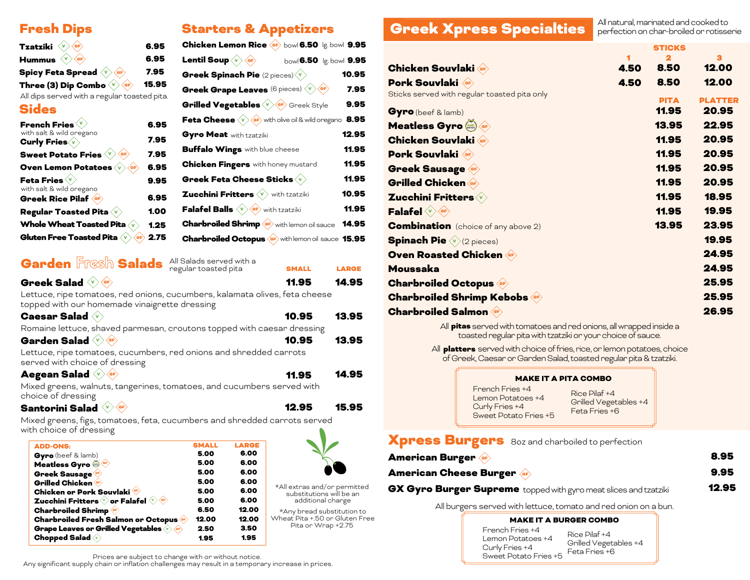## Fresh Dips

| | |
|---|---|
| Tzatziki (V) (GF) | 6.95 |
| Hummus (V) (GF) | 6.95 |
| Spicy Feta Spread (V) (GF) | 7.95 |
| Three (3) Dip Combo (V) (GF) | 15.95 |

All dips served with a regular toasted pita.

## Sides

| | |
|---|---|
| French Fries (V) with salt & wild oregano | 6.95 |
| Curly Fries (V) | 7.95 |
| Sweet Potato Fries (V) (GF) | 7.95 |
| Oven Lemon Potatoes (V) (GF) | 6.95 |
| Feta Fries (V) with salt & wild oregano | 9.95 |
| Greek Rice Pilaf (GF) | 6.95 |
| Regular Toasted Pita (V) | 1.00 |
| Whole Wheat Toasted Pita (V) | 1.25 |
| Gluten Free Toasted Pita (V) (GF) | 2.75 |

## Starters & Appetizers

| | |
|---|---|
| Chicken Lemon Rice (GF) | bowl 6.50 lg. bowl 9.95 |
| Lentil Soup (V) (GF) | bowl 6.50 lg. bowl 9.95 |
| Greek Spinach Pie (2 pieces) (V) | 10.95 |
| Greek Grape Leaves (6 pieces) (V) (GF) | 7.95 |
| Grilled Vegetables (V) (GF) Greek Style | 9.95 |
| Feta Cheese (V) (GF) with olive oil & wild oregano | 8.95 |
| Gyro Meat with tzatziki | 12.95 |
| Buffalo Wings with blue cheese | 11.95 |
| Chicken Fingers with honey mustard | 11.95 |
| Greek Feta Cheese Sticks (V) | 11.95 |
| Zucchini Fritters (V) with tzatziki | 10.95 |
| Falafel Balls (V) (GF) with tzatziki | 11.95 |
| Charbroiled Shrimp (GF) with lemon oil sauce | 14.95 |
| Charbroiled Octopus (GF) with lemon oil sauce | 15.95 |

## Garden Fresh Salads

All Salads served with a regular toasted pita

| | SMALL | LARGE |
|---|---|---|
| **Greek Salad** (V) (GF) | 11.95 | 14.95 |
| Lettuce, ripe tomatoes, red onions, cucumbers, kalamata olives, feta cheese topped with our homemade vinaigrette dressing | | |
| **Caesar Salad** (V) | 10.95 | 13.95 |
| Romaine lettuce, shaved parmesan, croutons topped with caesar dressing | | |
| **Garden Salad** (V) (GF) | 10.95 | 13.95 |
| Lettuce, ripe tomatoes, cucumbers, red onions and shredded carrots served with choice of dressing | | |
| **Aegean Salad** (V) (GF) | 11.95 | 14.95 |
| Mixed greens, walnuts, tangerines, tomatoes, and cucumbers served with choice of dressing | | |
| **Santorini Salad** (V) (GF) | 12.95 | 15.95 |
| Mixed greens, figs, tomatoes, feta, cucumbers and shredded carrots served with choice of dressing | | |

| ADD-ONS: | SMALL | LARGE |
|---|---|---|
| Gyro (beef & lamb) | 5.00 | 6.00 |
| Meatless Gyro (GF) | 5.00 | 6.00 |
| Greek Sausage (GF) | 5.00 | 6.00 |
| Grilled Chicken (GF) | 5.00 | 6.00 |
| Chicken or Pork Souvlaki (GF) | 5.00 | 6.00 |
| Zucchini Fritters (V) or Falafel (V) (GF) | 5.00 | 6.00 |
| Charbroiled Shrimp (GF) | 6.50 | 12.00 |
| Charbroiled Fresh Salmon or Octopus (GF) | 12.00 | 12.00 |
| Grape Leaves or Grilled Vegetables (V) (GF) | 2.50 | 3.50 |
| Chopped Salad (V) | 1.95 | 1.95 |

*All extras and/or permitted substitutions will be an additional charge

*Any bread substitution to Wheat Pita +.50 or Gluten Free Pita or Wrap +2.75

Prices are subject to change with or without notice.
Any significant supply chain or inflation challenges may result in a temporary increase in prices.

## Greek Xpress Specialties

All natural, marinated and cooked to perfection on char-broiled or rotisserie

| STICKS | 1 | 2 | 3 |
|---|---|---|---|
| Chicken Souvlaki (GF) | 4.50 | 8.50 | 12.00 |
| Pork Souvlaki (GF) | 4.50 | 8.50 | 12.00 |

Sticks served with regular toasted pita only

| | PITA | PLATTER |
|---|---|---|
| Gyro (beef & lamb) | 11.95 | 20.95 |
| Meatless Gyro (GF) | 13.95 | 22.95 |
| Chicken Souvlaki (GF) | 11.95 | 20.95 |
| Pork Souvlaki (GF) | 11.95 | 20.95 |
| Greek Sausage (GF) | 11.95 | 20.95 |
| Grilled Chicken (GF) | 11.95 | 20.95 |
| Zucchini Fritters (V) | 11.95 | 18.95 |
| Falafel (V) (GF) | 11.95 | 19.95 |
| Combination (choice of any above 2) | 13.95 | 23.95 |
| Spinach Pie (V) (2 pieces) | | 19.95 |
| Oven Roasted Chicken (GF) | | 24.95 |
| Moussaka | | 24.95 |
| Charbroiled Octopus (GF) | | 25.95 |
| Charbroiled Shrimp Kebobs (GF) | | 25.95 |
| Charbroiled Salmon (GF) | | 26.95 |

All **pitas** served with tomatoes and red onions, all wrapped inside a toasted regular pita with tzatziki or your choice of sauce.

All **platters** served with choice of fries, rice, or lemon potatoes, choice of Greek, Caesar or Garden Salad, toasted regular pita & tzatziki.

**MAKE IT A PITA COMBO**

- French Fries +4
- Lemon Potatoes +4
- Curly Fries +4
- Sweet Potato Fries +5
- Rice Pilaf +4
- Grilled Vegetables +4
- Feta Fries +6

## Xpress Burgers

8oz and charboiled to perfection

| | |
|---|---|
| American Burger (GF) | 8.95 |
| American Cheese Burger (GF) | 9.95 |
| GX Gyro Burger Supreme topped with gyro meat slices and tzatziki | 12.95 |

All burgers served with lettuce, tomato and red onion on a bun.

**MAKE IT A BURGER COMBO**

- French Fries +4
- Lemon Potatoes +4
- Curly Fries +4
- Sweet Potato Fries +5
- Rice Pilaf +4
- Grilled Vegetables +4
- Feta Fries +6